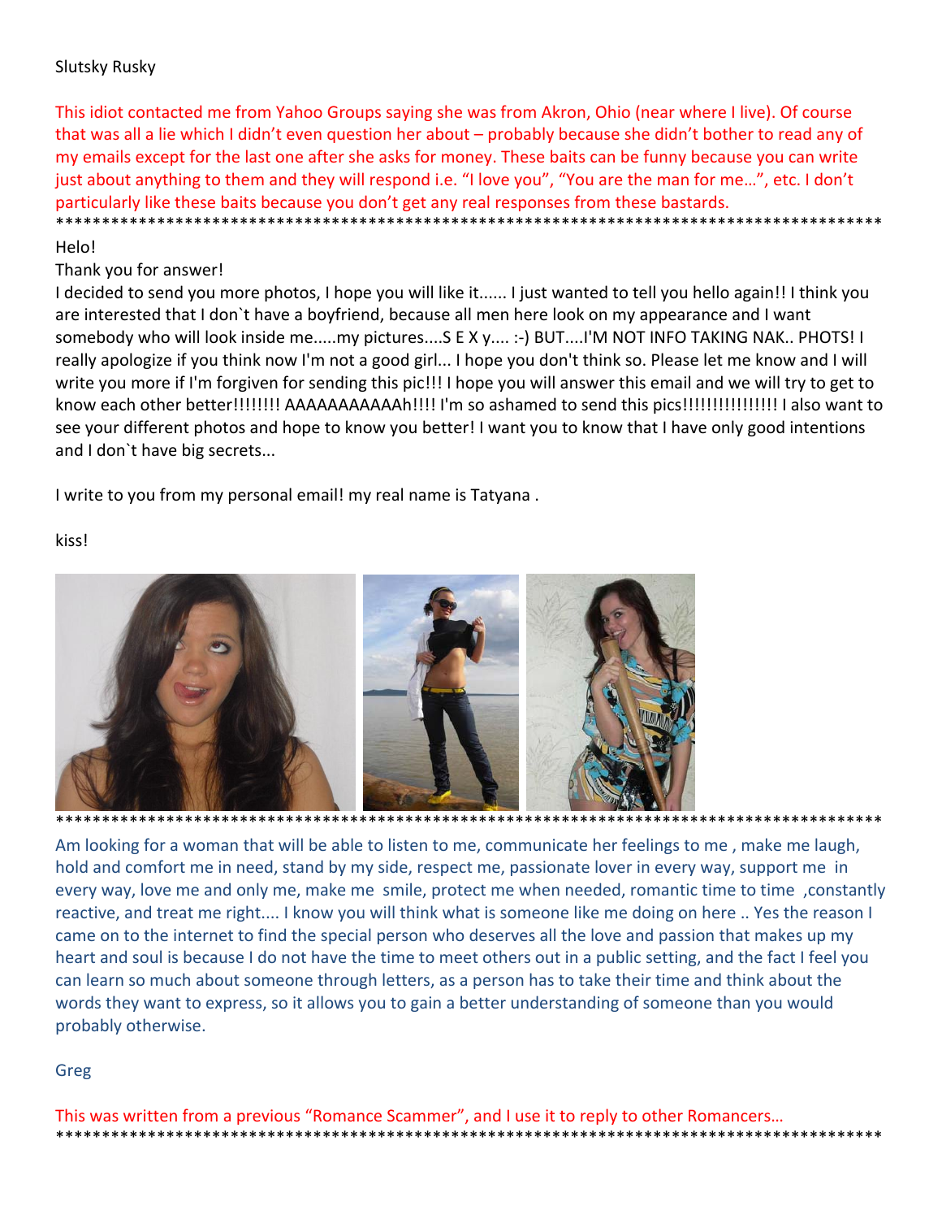Slutsky Rusky

This idiot contacted me from Yahoo Groups saying she was from Akron, Ohio (near where I live). Of course that was all a lie which I didn't even question her about – probably because she didn't bother to read any of my emails except for the last one after she asks for money. These baits can be funny because you can write just about anything to them and they will respond i.e. "I love you", "You are the man for me…", etc. I don't particularly like these baits because you don't get any real responses from these bastards.

*********************************************************************************************

Helo!

Thank you for answer!

I decided to send you more photos, I hope you will like it...... I just wanted to tell you hello again!! I think you are interested that I don`t have a boyfriend, because all men here look on my appearance and I want somebody who will look inside me.....my pictures....S E X y.... :-) BUT....I'M NOT INFO TAKING NAK.. PHOTS! I really apologize if you think now I'm not a good girl... I hope you don't think so. Please let me know and I will write you more if I'm forgiven for sending this pic!!! I hope you will answer this email and we will try to get to know each other better!!!!!!!! AAAAAAAAAAAh!!!! I'm so ashamed to send this pics!!!!!!!!!!!!!!!! I also want to see your different photos and hope to know you better! I want you to know that I have only good intentions and I don`t have big secrets...

I write to you from my personal email! my real name is Tatyana .

kiss!

*********************************************************************************************

Am looking for a woman that will be able to listen to me, communicate her feelings to me , make me laugh, hold and comfort me in need, stand by my side, respect me, passionate lover in every way, support me in every way, love me and only me, make me smile, protect me when needed, romantic time to time ,constantly reactive, and treat me right.... I know you will think what is someone like me doing on here .. Yes the reason I came on to the internet to find the special person who deserves all the love and passion that makes up my heart and soul is because I do not have the time to meet others out in a public setting, and the fact I feel you can learn so much about someone through letters, as a person has to take their time and think about the words they want to express, so it allows you to gain a better understanding of someone than you would probably otherwise.

Greg

This was written from a previous "Romance Scammer", and I use it to reply to other Romancers…

*********************************************************************************************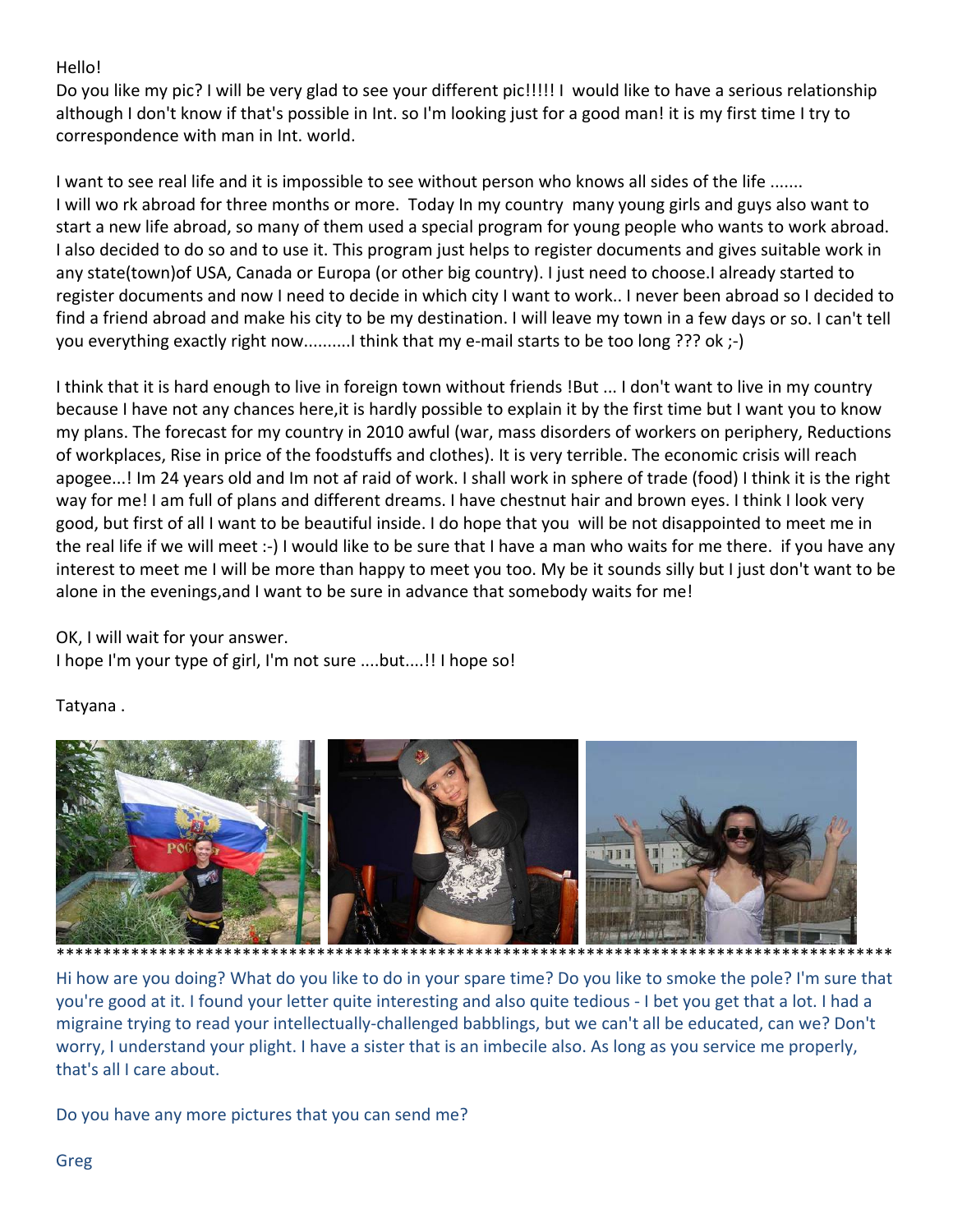Hello!
Do you like my pic? I will be very glad to see your different pic!!!!! I would like to have a serious relationship although I don't know if that's possible in Int. so I'm looking just for a good man! it is my first time I try to correspondence with man in Int. world.

I want to see real life and it is impossible to see without person who knows all sides of the life .......
I will wo rk abroad for three months or more. Today In my country many young girls and guys also want to start a new life abroad, so many of them used a special program for young people who wants to work abroad. I also decided to do so and to use it. This program just helps to register documents and gives suitable work in any state(town)of USA, Canada or Europa (or other big country). I just need to choose.I already started to register documents and now I need to decide in which city I want to work.. I never been abroad so I decided to find a friend abroad and make his city to be my destination. I will leave my town in a few days or so. I can't tell you everything exactly right now..........I think that my e-mail starts to be too long ??? ok ;-)

I think that it is hard enough to live in foreign town without friends !But ... I don't want to live in my country because I have not any chances here,it is hardly possible to explain it by the first time but I want you to know my plans. The forecast for my country in 2010 awful (war, mass disorders of workers on periphery, Reductions of workplaces, Rise in price of the foodstuffs and clothes). It is very terrible. The economic crisis will reach apogee...! Im 24 years old and Im not af raid of work. I shall work in sphere of trade (food) I think it is the right way for me! I am full of plans and different dreams. I have chestnut hair and brown eyes. I think I look very good, but first of all I want to be beautiful inside. I do hope that you will be not disappointed to meet me in the real life if we will meet :-) I would like to be sure that I have a man who waits for me there. if you have any interest to meet me I will be more than happy to meet you too. My be it sounds silly but I just don't want to be alone in the evenings,and I want to be sure in advance that somebody waits for me!

OK, I will wait for your answer.
I hope I'm your type of girl, I'm not sure ....but....!! I hope so!

Tatyana .

*******************************************************************************************

Hi how are you doing? What do you like to do in your spare time? Do you like to smoke the pole? I'm sure that you're good at it. I found your letter quite interesting and also quite tedious - I bet you get that a lot. I had a migraine trying to read your intellectually-challenged babblings, but we can't all be educated, can we? Don't worry, I understand your plight. I have a sister that is an imbecile also. As long as you service me properly, that's all I care about.

Do you have any more pictures that you can send me?

Greg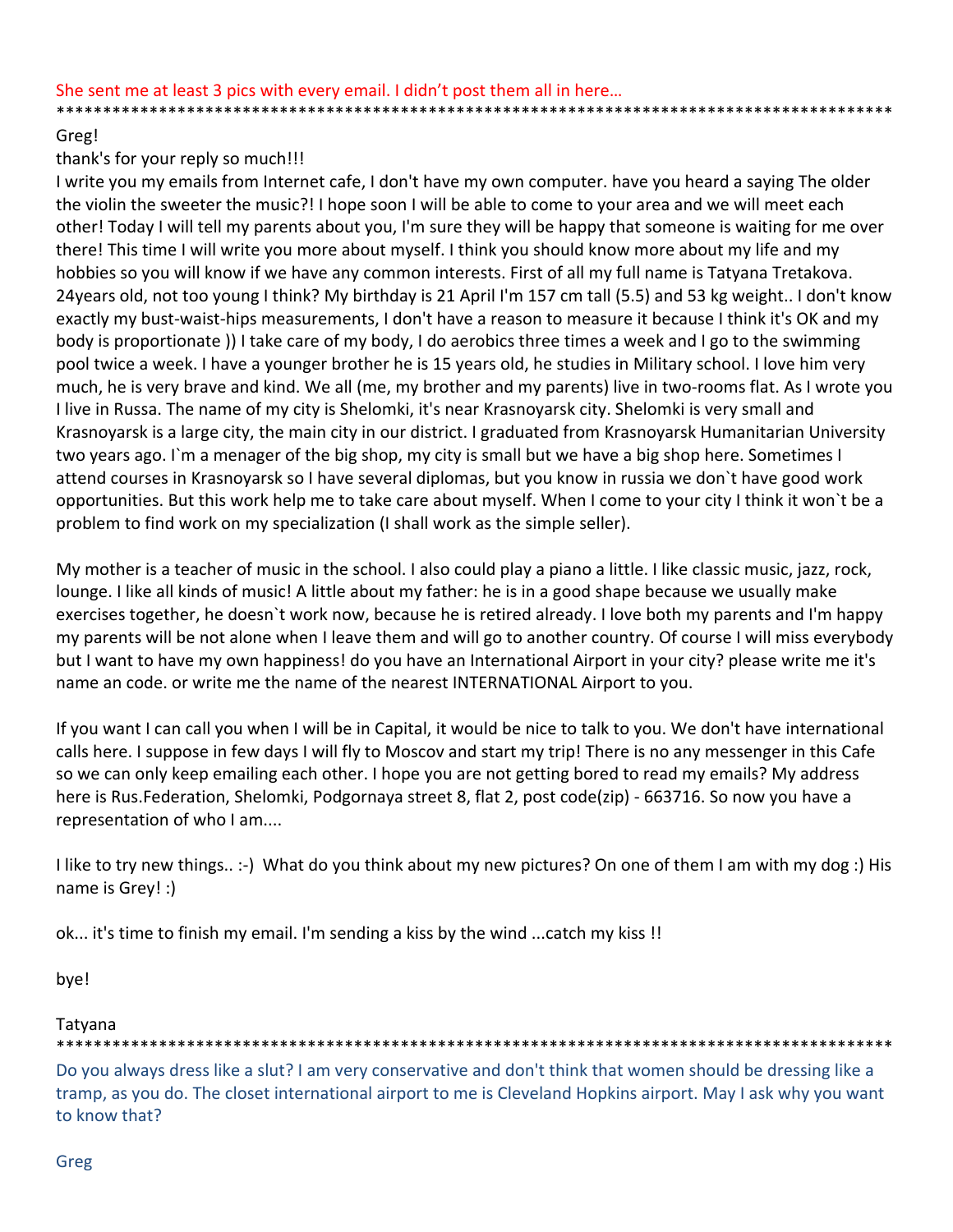She sent me at least 3 pics with every email. I didn't post them all in here…

*****************************************************************************************************

Greg!

thank's for your reply so much!!!

I write you my emails from Internet cafe, I don't have my own computer. have you heard a saying The older the violin the sweeter the music?! I hope soon I will be able to come to your area and we will meet each other! Today I will tell my parents about you, I'm sure they will be happy that someone is waiting for me over there! This time I will write you more about myself. I think you should know more about my life and my hobbies so you will know if we have any common interests. First of all my full name is Tatyana Tretakova. 24years old, not too young I think? My birthday is 21 April I'm 157 cm tall (5.5) and 53 kg weight.. I don't know exactly my bust-waist-hips measurements, I don't have a reason to measure it because I think it's OK and my body is proportionate )) I take care of my body, I do aerobics three times a week and I go to the swimming pool twice a week. I have a younger brother he is 15 years old, he studies in Military school. I love him very much, he is very brave and kind. We all (me, my brother and my parents) live in two-rooms flat. As I wrote you I live in Russa. The name of my city is Shelomki, it's near Krasnoyarsk city. Shelomki is very small and Krasnoyarsk is a large city, the main city in our district. I graduated from Krasnoyarsk Humanitarian University two years ago. I`m a menager of the big shop, my city is small but we have a big shop here. Sometimes I attend courses in Krasnoyarsk so I have several diplomas, but you know in russia we don`t have good work opportunities. But this work help me to take care about myself. When I come to your city I think it won`t be a problem to find work on my specialization (I shall work as the simple seller).

My mother is a teacher of music in the school. I also could play a piano a little. I like classic music, jazz, rock, lounge. I like all kinds of music! A little about my father: he is in a good shape because we usually make exercises together, he doesn`t work now, because he is retired already. I love both my parents and I'm happy my parents will be not alone when I leave them and will go to another country. Of course I will miss everybody but I want to have my own happiness! do you have an International Airport in your city? please write me it's name an code. or write me the name of the nearest INTERNATIONAL Airport to you.

If you want I can call you when I will be in Capital, it would be nice to talk to you. We don't have international calls here. I suppose in few days I will fly to Moscov and start my trip! There is no any messenger in this Cafe so we can only keep emailing each other. I hope you are not getting bored to read my emails? My address here is Rus.Federation, Shelomki, Podgornaya street 8, flat 2, post code(zip) - 663716. So now you have a representation of who I am....

I like to try new things.. :-) What do you think about my new pictures? On one of them I am with my dog :) His name is Grey! :)

ok... it's time to finish my email. I'm sending a kiss by the wind ...catch my kiss !!

bye!

Tatyana

*****************************************************************************************************

Do you always dress like a slut? I am very conservative and don't think that women should be dressing like a tramp, as you do. The closet international airport to me is Cleveland Hopkins airport. May I ask why you want to know that?

Greg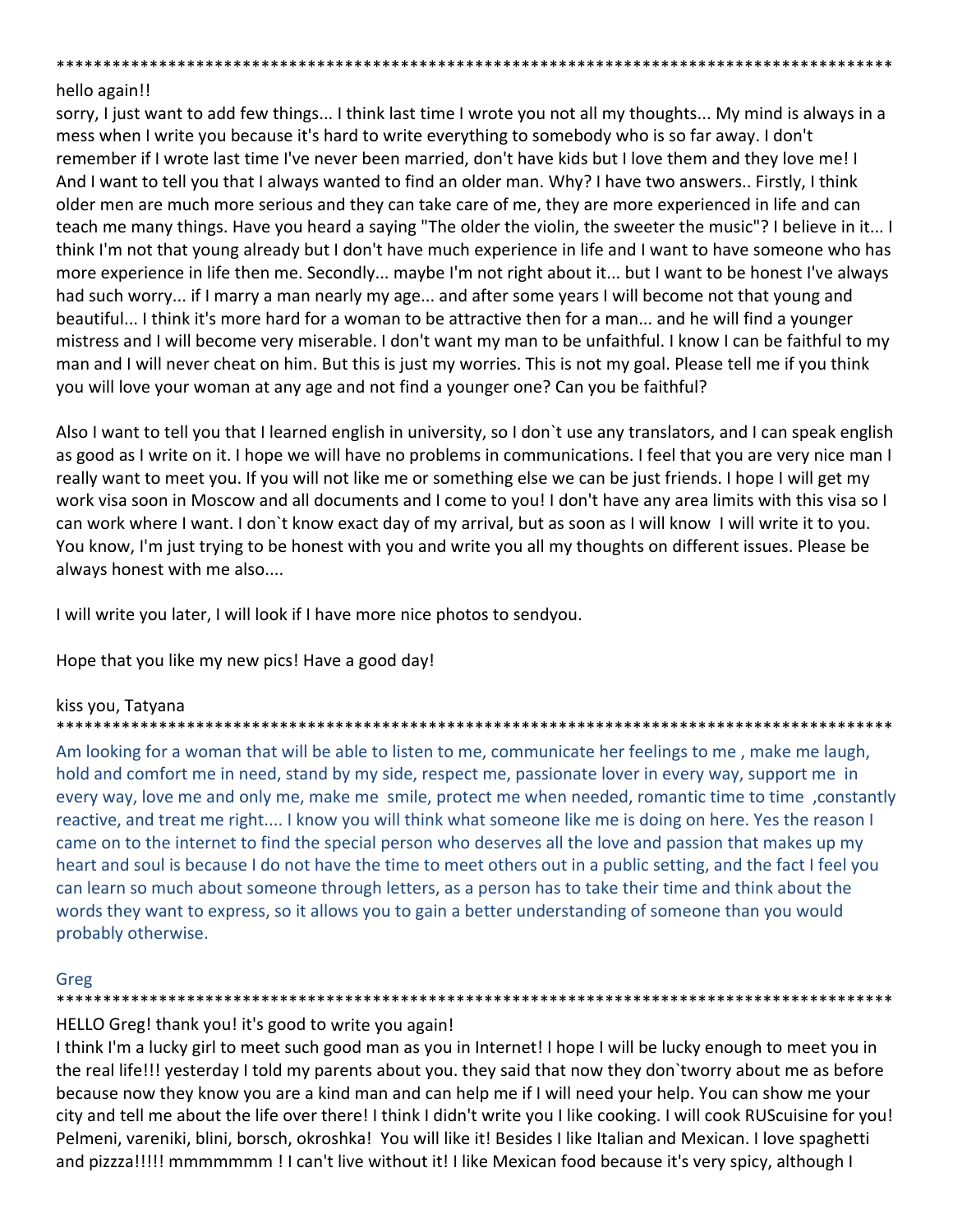************************************************************************************************

hello again!!

sorry, I just want to add few things... I think last time I wrote you not all my thoughts... My mind is always in a mess when I write you because it's hard to write everything to somebody who is so far away. I don't remember if I wrote last time I've never been married, don't have kids but I love them and they love me! I And I want to tell you that I always wanted to find an older man. Why? I have two answers.. Firstly, I think older men are much more serious and they can take care of me, they are more experienced in life and can teach me many things. Have you heard a saying "The older the violin, the sweeter the music"? I believe in it... I think I'm not that young already but I don't have much experience in life and I want to have someone who has more experience in life then me. Secondly... maybe I'm not right about it... but I want to be honest I've always had such worry... if I marry a man nearly my age... and after some years I will become not that young and beautiful... I think it's more hard for a woman to be attractive then for a man... and he will find a younger mistress and I will become very miserable. I don't want my man to be unfaithful. I know I can be faithful to my man and I will never cheat on him. But this is just my worries. This is not my goal. Please tell me if you think you will love your woman at any age and not find a younger one? Can you be faithful?

Also I want to tell you that I learned english in university, so I don`t use any translators, and I can speak english as good as I write on it. I hope we will have no problems in communications. I feel that you are very nice man I really want to meet you. If you will not like me or something else we can be just friends. I hope I will get my work visa soon in Moscow and all documents and I come to you! I don't have any area limits with this visa so I can work where I want. I don`t know exact day of my arrival, but as soon as I will know I will write it to you. You know, I'm just trying to be honest with you and write you all my thoughts on different issues. Please be always honest with me also....

I will write you later, I will look if I have more nice photos to sendyou.

Hope that you like my new pics! Have a good day!

kiss you, Tatyana

************************************************************************************************

Am looking for a woman that will be able to listen to me, communicate her feelings to me , make me laugh, hold and comfort me in need, stand by my side, respect me, passionate lover in every way, support me in every way, love me and only me, make me smile, protect me when needed, romantic time to time ,constantly reactive, and treat me right.... I know you will think what someone like me is doing on here. Yes the reason I came on to the internet to find the special person who deserves all the love and passion that makes up my heart and soul is because I do not have the time to meet others out in a public setting, and the fact I feel you can learn so much about someone through letters, as a person has to take their time and think about the words they want to express, so it allows you to gain a better understanding of someone than you would probably otherwise.

Greg

************************************************************************************************

HELLO Greg! thank you! it's good to write you again!

I think I'm a lucky girl to meet such good man as you in Internet! I hope I will be lucky enough to meet you in the real life!!! yesterday I told my parents about you. they said that now they don`tworry about me as before because now they know you are a kind man and can help me if I will need your help. You can show me your city and tell me about the life over there! I think I didn't write you I like cooking. I will cook RUScuisine for you! Pelmeni, vareniki, blini, borsch, okroshka! You will like it! Besides I like Italian and Mexican. I love spaghetti and pizzza!!!!! mmmmmmm ! I can't live without it! I like Mexican food because it's very spicy, although I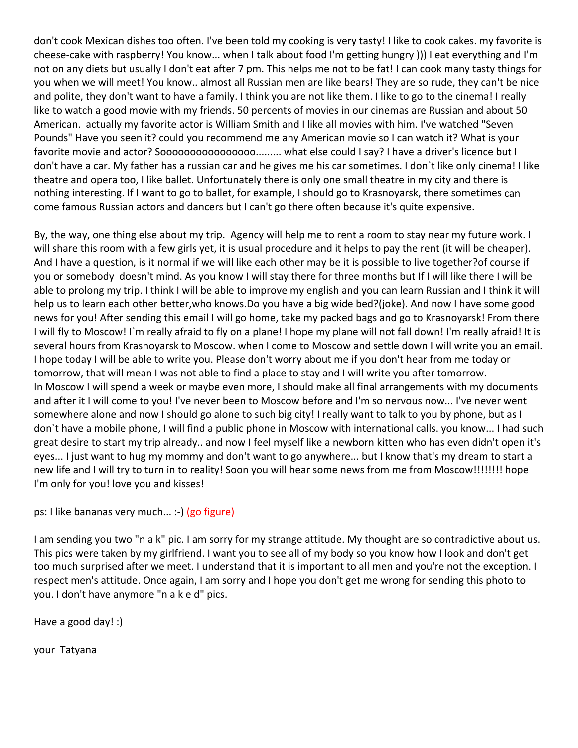don't cook Mexican dishes too often. I've been told my cooking is very tasty! I like to cook cakes. my favorite is cheese-cake with raspberry! You know... when I talk about food I'm getting hungry ))) I eat everything and I'm not on any diets but usually I don't eat after 7 pm. This helps me not to be fat! I can cook many tasty things for you when we will meet! You know.. almost all Russian men are like bears! They are so rude, they can't be nice and polite, they don't want to have a family. I think you are not like them. I like to go to the cinema! I really like to watch a good movie with my friends. 50 percents of movies in our cinemas are Russian and about 50 American. actually my favorite actor is William Smith and I like all movies with him. I've watched "Seven Pounds" Have you seen it? could you recommend me any American movie so I can watch it? What is your favorite movie and actor? Sooooooooooooooooo......... what else could I say? I have a driver's licence but I don't have a car. My father has a russian car and he gives me his car sometimes. I don`t like only cinema! I like theatre and opera too, I like ballet. Unfortunately there is only one small theatre in my city and there is nothing interesting. If I want to go to ballet, for example, I should go to Krasnoyarsk, there sometimes can come famous Russian actors and dancers but I can't go there often because it's quite expensive.

By, the way, one thing else about my trip. Agency will help me to rent a room to stay near my future work. I will share this room with a few girls yet, it is usual procedure and it helps to pay the rent (it will be cheaper). And I have a question, is it normal if we will like each other may be it is possible to live together?of course if you or somebody doesn't mind. As you know I will stay there for three months but If I will like there I will be able to prolong my trip. I think I will be able to improve my english and you can learn Russian and I think it will help us to learn each other better,who knows.Do you have a big wide bed?(joke). And now I have some good news for you! After sending this email I will go home, take my packed bags and go to Krasnoyarsk! From there I will fly to Moscow! I`m really afraid to fly on a plane! I hope my plane will not fall down! I'm really afraid! It is several hours from Krasnoyarsk to Moscow. when I come to Moscow and settle down I will write you an email. I hope today I will be able to write you. Please don't worry about me if you don't hear from me today or tomorrow, that will mean I was not able to find a place to stay and I will write you after tomorrow.
In Moscow I will spend a week or maybe even more, I should make all final arrangements with my documents and after it I will come to you! I've never been to Moscow before and I'm so nervous now... I've never went somewhere alone and now I should go alone to such big city! I really want to talk to you by phone, but as I don`t have a mobile phone, I will find a public phone in Moscow with international calls. you know... I had such great desire to start my trip already.. and now I feel myself like a newborn kitten who has even didn't open it's eyes... I just want to hug my mommy and don't want to go anywhere... but I know that's my dream to start a new life and I will try to turn in to reality! Soon you will hear some news from me from Moscow!!!!!!!! hope I'm only for you! love you and kisses!

ps: I like bananas very much... :-) (go figure)

I am sending you two "n a k" pic. I am sorry for my strange attitude. My thought are so contradictive about us. This pics were taken by my girlfriend. I want you to see all of my body so you know how I look and don't get too much surprised after we meet. I understand that it is important to all men and you're not the exception. I respect men's attitude. Once again, I am sorry and I hope you don't get me wrong for sending this photo to you. I don't have anymore "n a k e d" pics.

Have a good day! :)

your Tatyana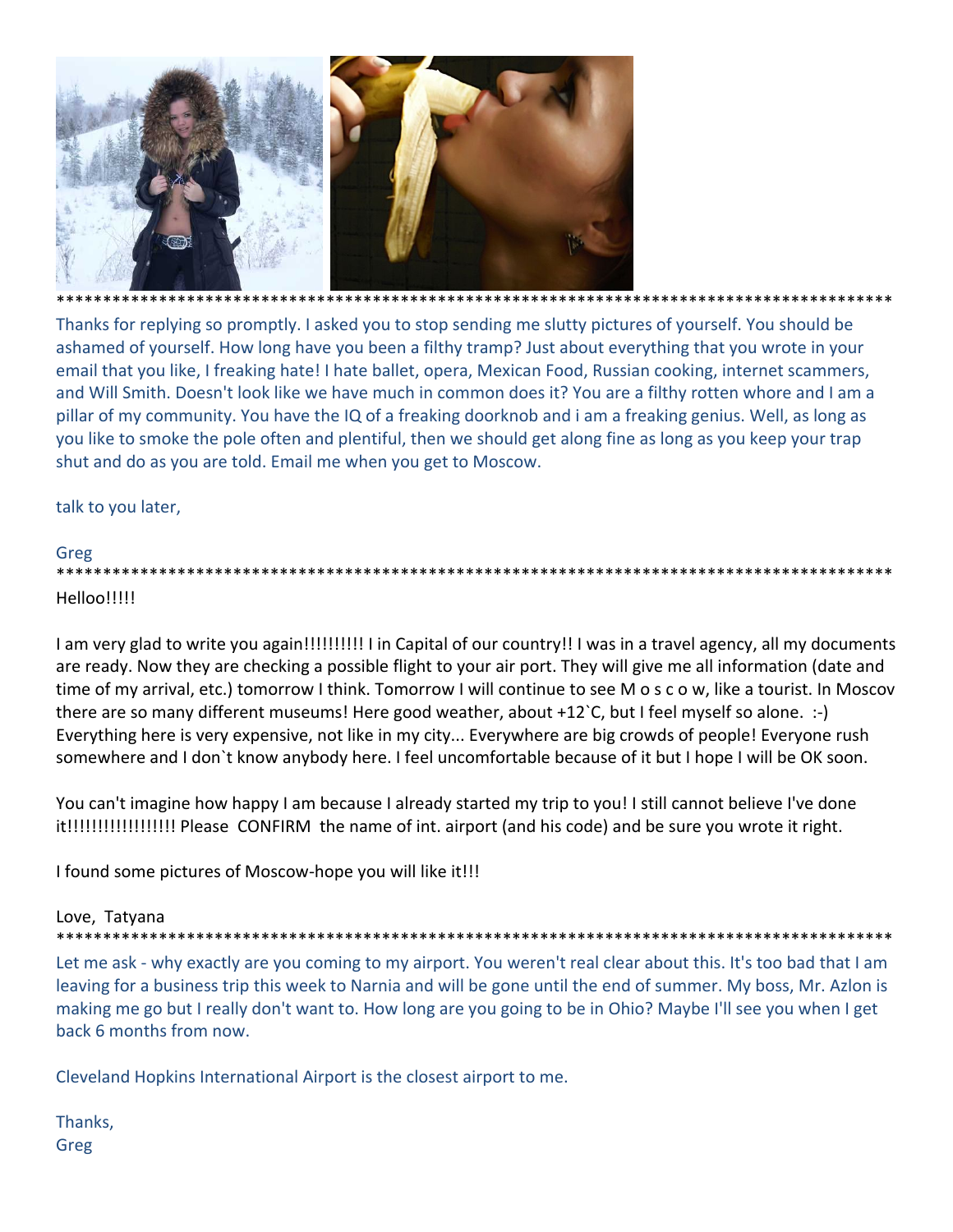*******************************************************************************************

Thanks for replying so promptly. I asked you to stop sending me slutty pictures of yourself. You should be ashamed of yourself. How long have you been a filthy tramp? Just about everything that you wrote in your email that you like, I freaking hate! I hate ballet, opera, Mexican Food, Russian cooking, internet scammers, and Will Smith. Doesn't look like we have much in common does it? You are a filthy rotten whore and I am a pillar of my community. You have the IQ of a freaking doorknob and i am a freaking genius. Well, as long as you like to smoke the pole often and plentiful, then we should get along fine as long as you keep your trap shut and do as you are told. Email me when you get to Moscow.

talk to you later,

Greg

*******************************************************************************************

Helloo!!!!!

I am very glad to write you again!!!!!!!!!! I in Capital of our country!! I was in a travel agency, all my documents are ready. Now they are checking a possible flight to your air port. They will give me all information (date and time of my arrival, etc.) tomorrow I think. Tomorrow I will continue to see M o s c o w, like a tourist. In Moscov there are so many different museums! Here good weather, about +12`C, but I feel myself so alone. :-) Everything here is very expensive, not like in my city... Everywhere are big crowds of people! Everyone rush somewhere and I don`t know anybody here. I feel uncomfortable because of it but I hope I will be OK soon.

You can't imagine how happy I am because I already started my trip to you! I still cannot believe I've done it!!!!!!!!!!!!!!!!!! Please CONFIRM the name of int. airport (and his code) and be sure you wrote it right.

I found some pictures of Moscow-hope you will like it!!!

Love, Tatyana

*******************************************************************************************

Let me ask - why exactly are you coming to my airport. You weren't real clear about this. It's too bad that I am leaving for a business trip this week to Narnia and will be gone until the end of summer. My boss, Mr. Azlon is making me go but I really don't want to. How long are you going to be in Ohio? Maybe I'll see you when I get back 6 months from now.

Cleveland Hopkins International Airport is the closest airport to me.

Thanks,
Greg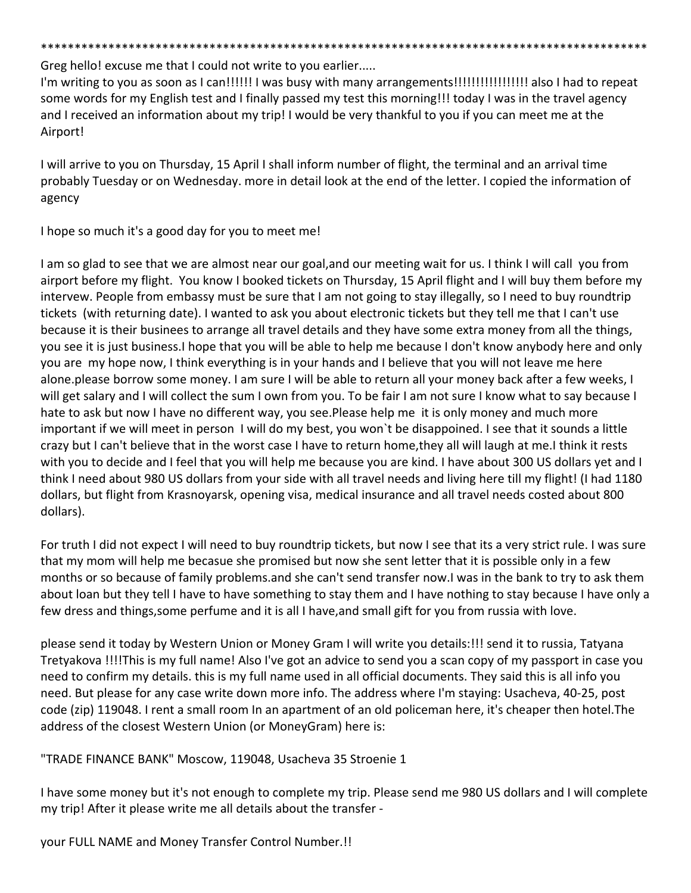******************************************************************************************

Greg hello! excuse me that I could not write to you earlier.....
I'm writing to you as soon as I can!!!!!! I was busy with many arrangements!!!!!!!!!!!!!!!!! also I had to repeat some words for my English test and I finally passed my test this morning!!! today I was in the travel agency and I received an information about my trip! I would be very thankful to you if you can meet me at the Airport!

I will arrive to you on Thursday, 15 April I shall inform number of flight, the terminal and an arrival time probably Tuesday or on Wednesday. more in detail look at the end of the letter. I copied the information of agency

I hope so much it's a good day for you to meet me!

I am so glad to see that we are almost near our goal,and our meeting wait for us. I think I will call you from airport before my flight. You know I booked tickets on Thursday, 15 April flight and I will buy them before my intervew. People from embassy must be sure that I am not going to stay illegally, so I need to buy roundtrip tickets (with returning date). I wanted to ask you about electronic tickets but they tell me that I can't use because it is their businees to arrange all travel details and they have some extra money from all the things, you see it is just business.I hope that you will be able to help me because I don't know anybody here and only you are my hope now, I think everything is in your hands and I believe that you will not leave me here alone.please borrow some money. I am sure I will be able to return all your money back after a few weeks, I will get salary and I will collect the sum I own from you. To be fair I am not sure I know what to say because I hate to ask but now I have no different way, you see.Please help me it is only money and much more important if we will meet in person I will do my best, you won`t be disappoined. I see that it sounds a little crazy but I can't believe that in the worst case I have to return home,they all will laugh at me.I think it rests with you to decide and I feel that you will help me because you are kind. I have about 300 US dollars yet and I think I need about 980 US dollars from your side with all travel needs and living here till my flight! (I had 1180 dollars, but flight from Krasnoyarsk, opening visa, medical insurance and all travel needs costed about 800 dollars).

For truth I did not expect I will need to buy roundtrip tickets, but now I see that its a very strict rule. I was sure that my mom will help me becasue she promised but now she sent letter that it is possible only in a few months or so because of family problems.and she can't send transfer now.I was in the bank to try to ask them about loan but they tell I have to have something to stay them and I have nothing to stay because I have only a few dress and things,some perfume and it is all I have,and small gift for you from russia with love.

please send it today by Western Union or Money Gram I will write you details:!!! send it to russia, Tatyana Tretyakova !!!!This is my full name! Also I've got an advice to send you a scan copy of my passport in case you need to confirm my details. this is my full name used in all official documents. They said this is all info you need. But please for any case write down more info. The address where I'm staying: Usacheva, 40-25, post code (zip) 119048. I rent a small room In an apartment of an old policeman here, it's cheaper then hotel.The address of the closest Western Union (or MoneyGram) here is:

"TRADE FINANCE BANK" Moscow, 119048, Usacheva 35 Stroenie 1

I have some money but it's not enough to complete my trip. Please send me 980 US dollars and I will complete my trip! After it please write me all details about the transfer -

your FULL NAME and Money Transfer Control Number.!!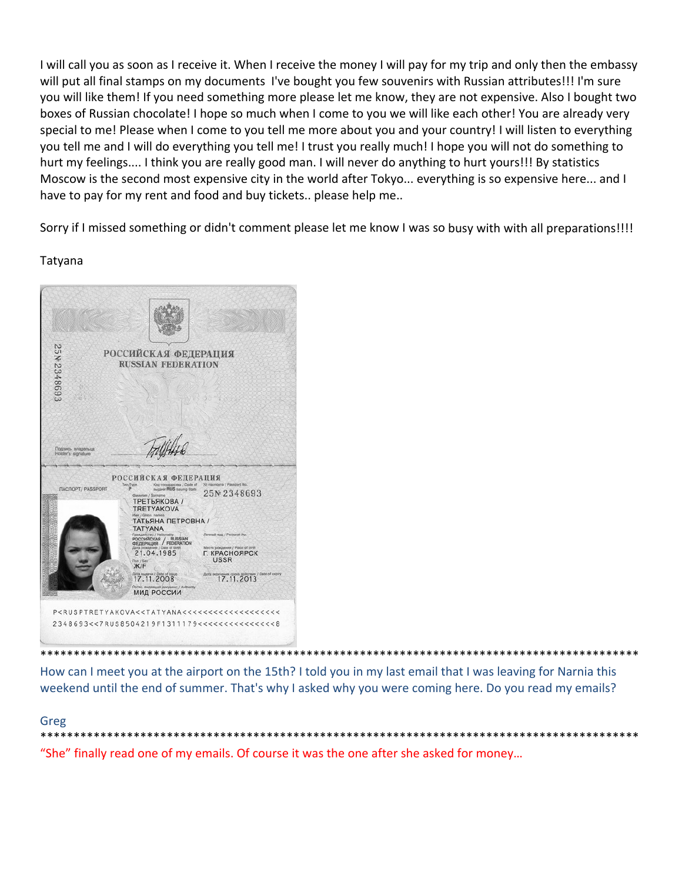I will call you as soon as I receive it. When I receive the money I will pay for my trip and only then the embassy will put all final stamps on my documents I've bought you few souvenirs with Russian attributes!!! I'm sure you will like them! If you need something more please let me know, they are not expensive. Also I bought two boxes of Russian chocolate! I hope so much when I come to you we will like each other! You are already very special to me! Please when I come to you tell me more about you and your country! I will listen to everything you tell me and I will do everything you tell me! I trust you really much! I hope you will not do something to hurt my feelings.... I think you are really good man. I will never do anything to hurt yours!!! By statistics Moscow is the second most expensive city in the world after Tokyo... everything is so expensive here... and I have to pay for my rent and food and buy tickets.. please help me..

Sorry if I missed something or didn't comment please let me know I was so busy with with all preparations!!!!

Tatyana

**********************************************************************************************

How can I meet you at the airport on the 15th? I told you in my last email that I was leaving for Narnia this weekend until the end of summer. That's why I asked why you were coming here. Do you read my emails?

Greg

**********************************************************************************************

"She" finally read one of my emails. Of course it was the one after she asked for money…